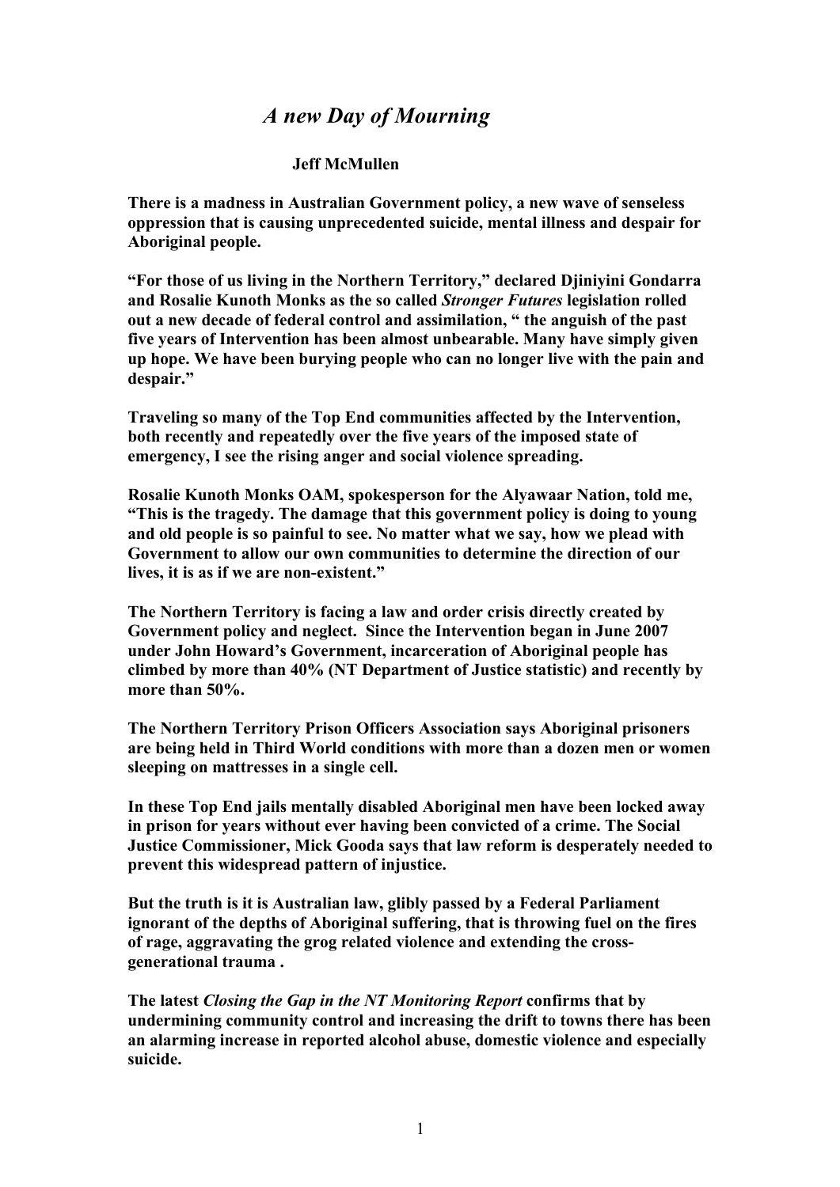# *A new Day of Mourning*

**Jeff McMullen**

**There is a madness in Australian Government policy, a new wave of senseless oppression that is causing unprecedented suicide, mental illness and despair for Aboriginal people.**

**"For those of us living in the Northern Territory," declared Djiniyini Gondarra and Rosalie Kunoth Monks as the so called *Stronger Futures* legislation rolled out a new decade of federal control and assimilation, " the anguish of the past five years of Intervention has been almost unbearable. Many have simply given up hope. We have been burying people who can no longer live with the pain and despair."**

**Traveling so many of the Top End communities affected by the Intervention, both recently and repeatedly over the five years of the imposed state of emergency, I see the rising anger and social violence spreading.**

**Rosalie Kunoth Monks OAM, spokesperson for the Alyawaar Nation, told me, "This is the tragedy. The damage that this government policy is doing to young and old people is so painful to see. No matter what we say, how we plead with Government to allow our own communities to determine the direction of our lives, it is as if we are non-existent."**

**The Northern Territory is facing a law and order crisis directly created by Government policy and neglect. Since the Intervention began in June 2007 under John Howard's Government, incarceration of Aboriginal people has climbed by more than 40% (NT Department of Justice statistic) and recently by more than 50%.**

**The Northern Territory Prison Officers Association says Aboriginal prisoners are being held in Third World conditions with more than a dozen men or women sleeping on mattresses in a single cell.**

**In these Top End jails mentally disabled Aboriginal men have been locked away in prison for years without ever having been convicted of a crime. The Social Justice Commissioner, Mick Gooda says that law reform is desperately needed to prevent this widespread pattern of injustice.**

**But the truth is it is Australian law, glibly passed by a Federal Parliament ignorant of the depths of Aboriginal suffering, that is throwing fuel on the fires of rage, aggravating the grog related violence and extending the cross-generational trauma .**

**The latest *Closing the Gap in the NT Monitoring Report* confirms that by undermining community control and increasing the drift to towns there has been an alarming increase in reported alcohol abuse, domestic violence and especially suicide.**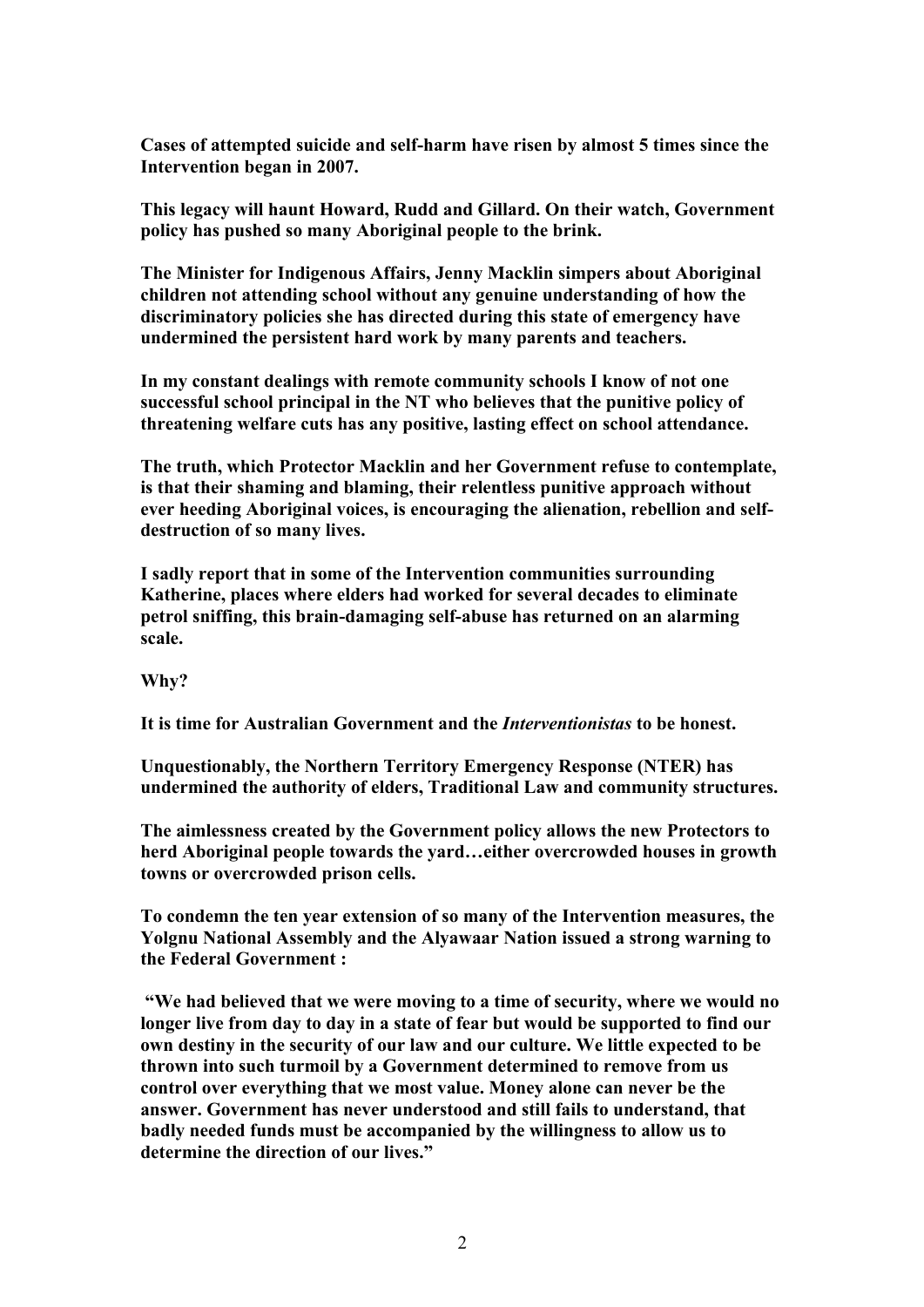**Cases of attempted suicide and self-harm have risen by almost 5 times since the Intervention began in 2007.**

**This legacy will haunt Howard, Rudd and Gillard. On their watch, Government policy has pushed so many Aboriginal people to the brink.**

**The Minister for Indigenous Affairs, Jenny Macklin simpers about Aboriginal children not attending school without any genuine understanding of how the discriminatory policies she has directed during this state of emergency have undermined the persistent hard work by many parents and teachers.**

**In my constant dealings with remote community schools I know of not one successful school principal in the NT who believes that the punitive policy of threatening welfare cuts has any positive, lasting effect on school attendance.**

**The truth, which Protector Macklin and her Government refuse to contemplate, is that their shaming and blaming, their relentless punitive approach without ever heeding Aboriginal voices, is encouraging the alienation, rebellion and self-destruction of so many lives.**

**I sadly report that in some of the Intervention communities surrounding Katherine, places where elders had worked for several decades to eliminate petrol sniffing, this brain-damaging self-abuse has returned on an alarming scale.**

**Why?**

**It is time for Australian Government and the *Interventionistas* to be honest.**

**Unquestionably, the Northern Territory Emergency Response (NTER) has undermined the authority of elders, Traditional Law and community structures.**

**The aimlessness created by the Government policy allows the new Protectors to herd Aboriginal people towards the yard…either overcrowded houses in growth towns or overcrowded prison cells.**

**To condemn the ten year extension of so many of the Intervention measures, the Yolgnu National Assembly and the Alyawaar Nation issued a strong warning to the Federal Government :**

**"We had believed that we were moving to a time of security, where we would no longer live from day to day in a state of fear but would be supported to find our own destiny in the security of our law and our culture. We little expected to be thrown into such turmoil by a Government determined to remove from us control over everything that we most value. Money alone can never be the answer. Government has never understood and still fails to understand, that badly needed funds must be accompanied by the willingness to allow us to determine the direction of our lives."**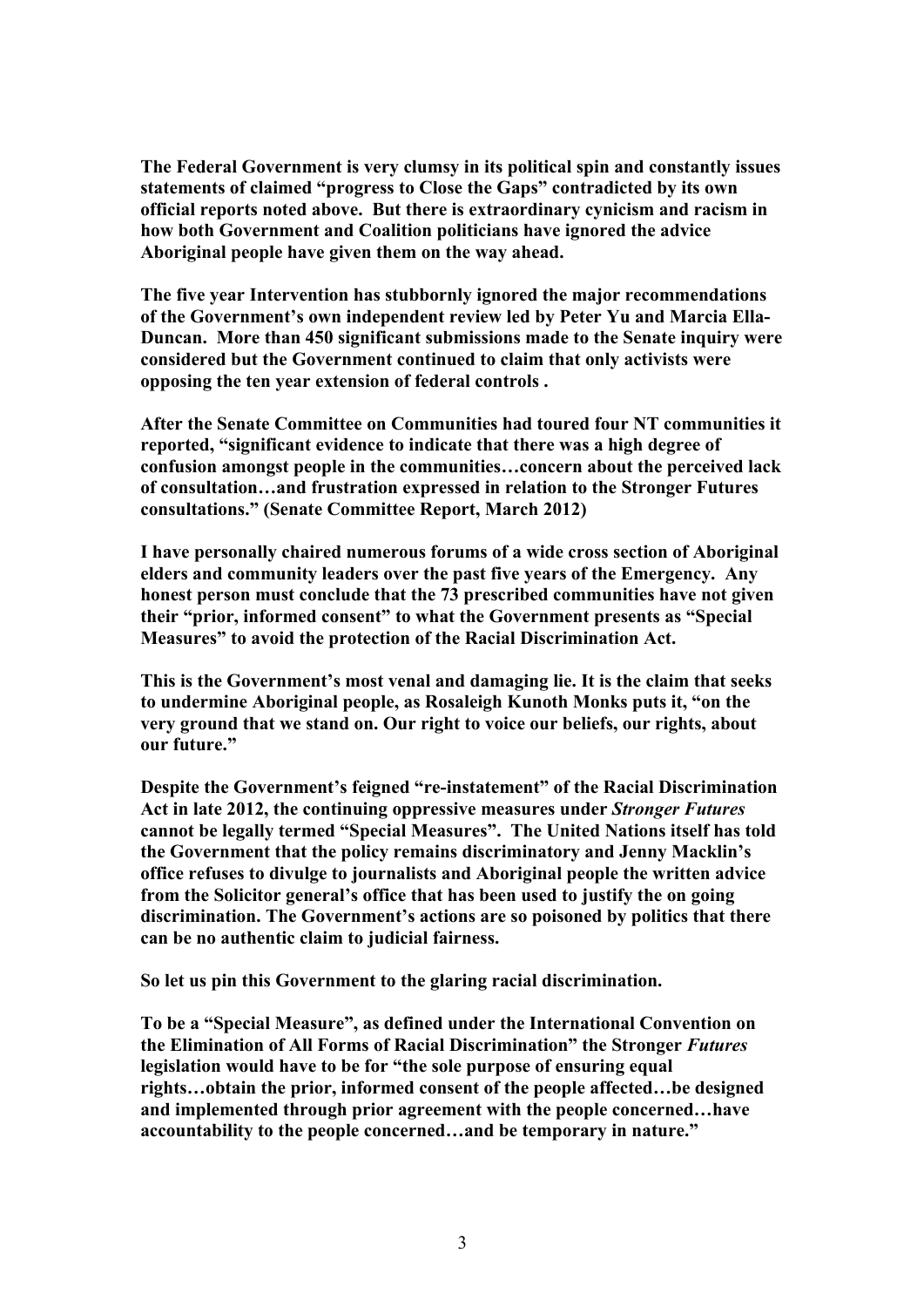**The Federal Government is very clumsy in its political spin and constantly issues statements of claimed "progress to Close the Gaps" contradicted by its own official reports noted above. But there is extraordinary cynicism and racism in how both Government and Coalition politicians have ignored the advice Aboriginal people have given them on the way ahead.**

**The five year Intervention has stubbornly ignored the major recommendations of the Government's own independent review led by Peter Yu and Marcia Ella-Duncan. More than 450 significant submissions made to the Senate inquiry were considered but the Government continued to claim that only activists were opposing the ten year extension of federal controls .**

**After the Senate Committee on Communities had toured four NT communities it reported, "significant evidence to indicate that there was a high degree of confusion amongst people in the communities…concern about the perceived lack of consultation…and frustration expressed in relation to the Stronger Futures consultations." (Senate Committee Report, March 2012)**

**I have personally chaired numerous forums of a wide cross section of Aboriginal elders and community leaders over the past five years of the Emergency. Any honest person must conclude that the 73 prescribed communities have not given their "prior, informed consent" to what the Government presents as "Special Measures" to avoid the protection of the Racial Discrimination Act.**

**This is the Government's most venal and damaging lie. It is the claim that seeks to undermine Aboriginal people, as Rosaleigh Kunoth Monks puts it, "on the very ground that we stand on. Our right to voice our beliefs, our rights, about our future."**

**Despite the Government's feigned "re-instatement" of the Racial Discrimination Act in late 2012, the continuing oppressive measures under *Stronger Futures* cannot be legally termed "Special Measures". The United Nations itself has told the Government that the policy remains discriminatory and Jenny Macklin's office refuses to divulge to journalists and Aboriginal people the written advice from the Solicitor general's office that has been used to justify the on going discrimination. The Government's actions are so poisoned by politics that there can be no authentic claim to judicial fairness.**

**So let us pin this Government to the glaring racial discrimination.**

**To be a "Special Measure", as defined under the International Convention on the Elimination of All Forms of Racial Discrimination" the Stronger *Futures* legislation would have to be for "the sole purpose of ensuring equal rights…obtain the prior, informed consent of the people affected…be designed and implemented through prior agreement with the people concerned…have accountability to the people concerned…and be temporary in nature."**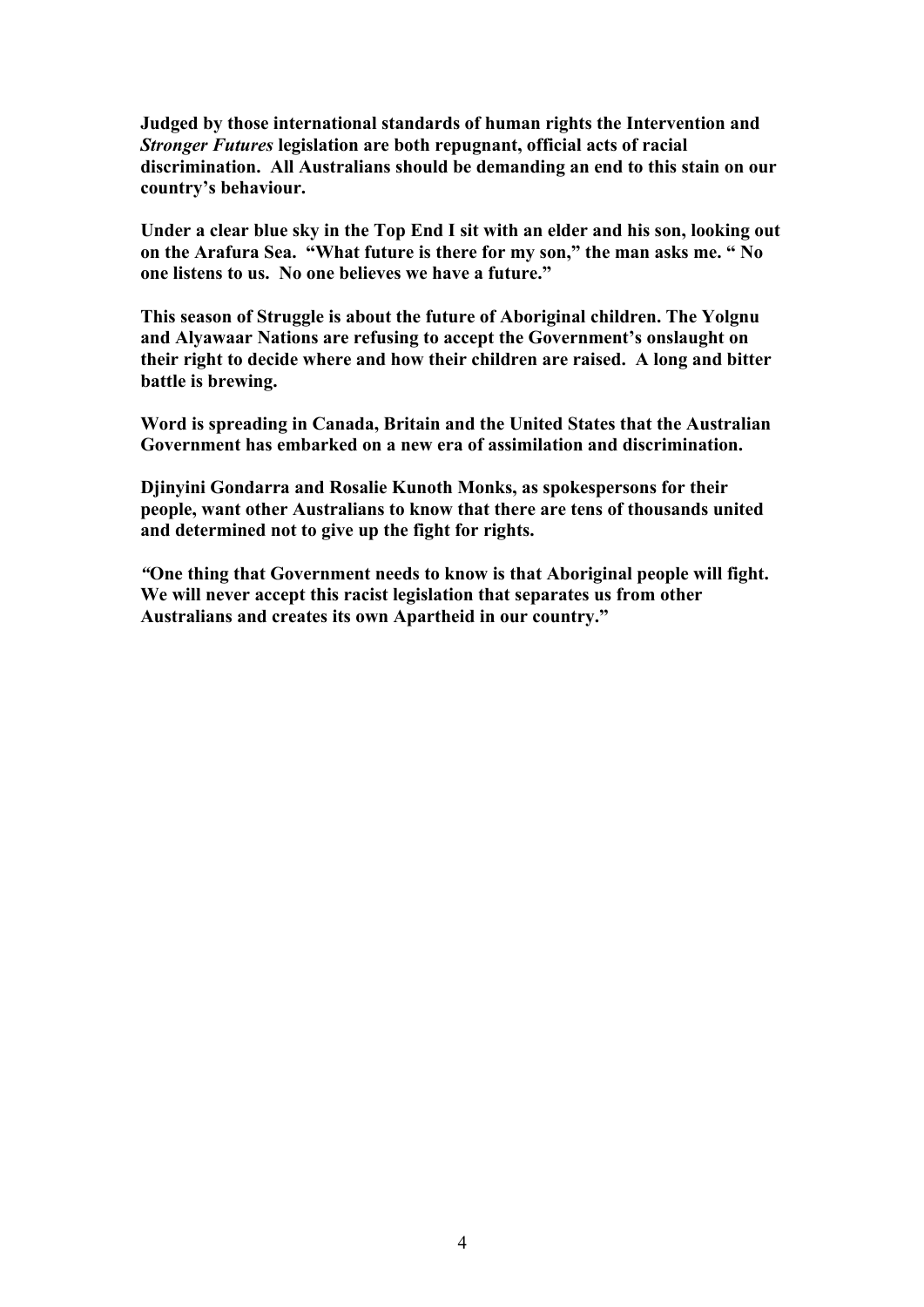**Judged by those international standards of human rights the Intervention and *Stronger Futures* legislation are both repugnant, official acts of racial discrimination. All Australians should be demanding an end to this stain on our country's behaviour.**

**Under a clear blue sky in the Top End I sit with an elder and his son, looking out on the Arafura Sea. "What future is there for my son," the man asks me. " No one listens to us. No one believes we have a future."**

**This season of Struggle is about the future of Aboriginal children. The Yolgnu and Alyawaar Nations are refusing to accept the Government's onslaught on their right to decide where and how their children are raised. A long and bitter battle is brewing.**

**Word is spreading in Canada, Britain and the United States that the Australian Government has embarked on a new era of assimilation and discrimination.**

**Djinyini Gondarra and Rosalie Kunoth Monks, as spokespersons for their people, want other Australians to know that there are tens of thousands united and determined not to give up the fight for rights.**

***"*One thing that Government needs to know is that Aboriginal people will fight. We will never accept this racist legislation that separates us from other Australians and creates its own Apartheid in our country."**